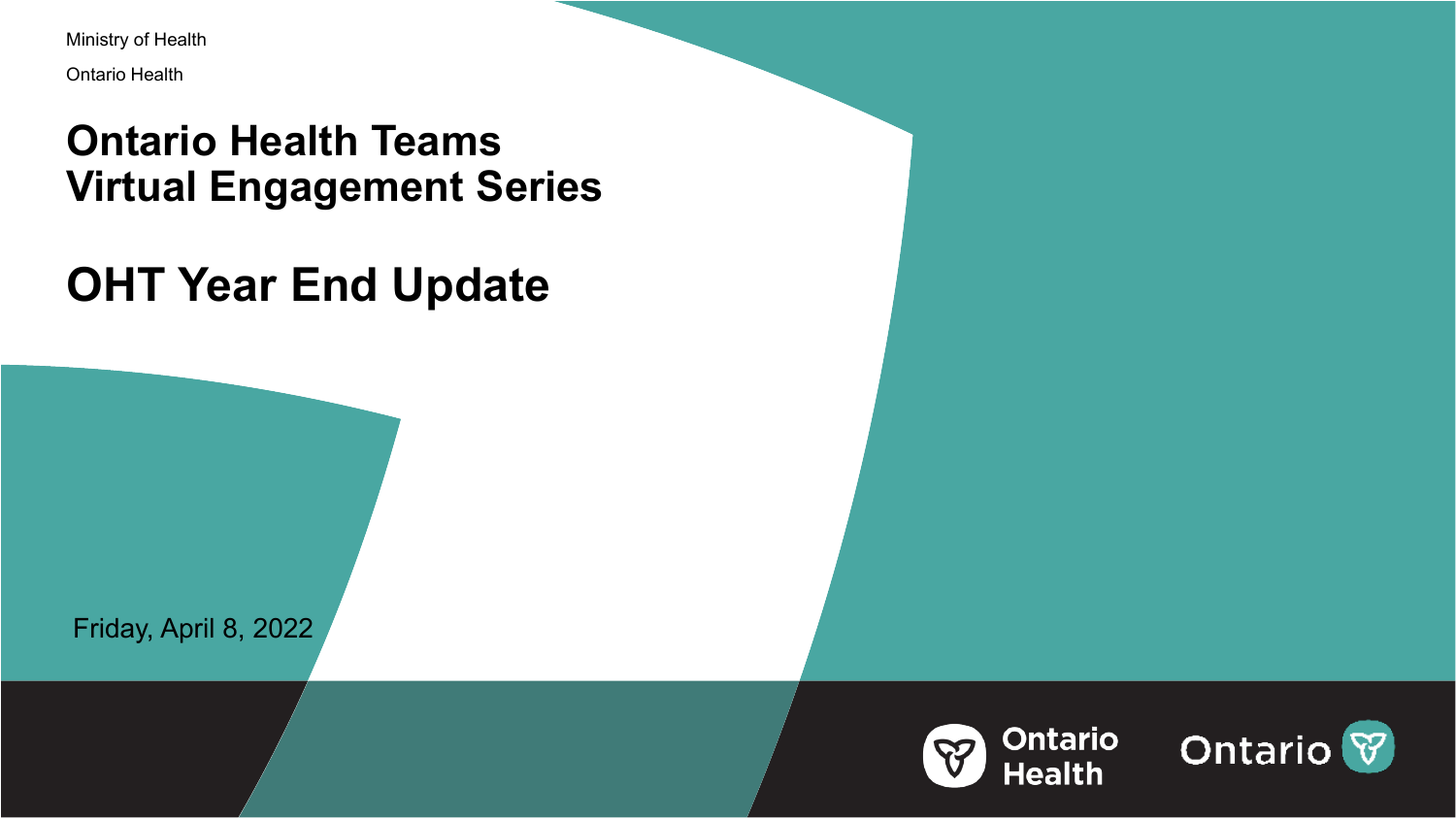Ministry of Health

Ontario Health

# Ontario Health Teams Virtual Engagement Series

# OHT Year End Update

Friday, April 8, 2022

Ontario Health

Ontario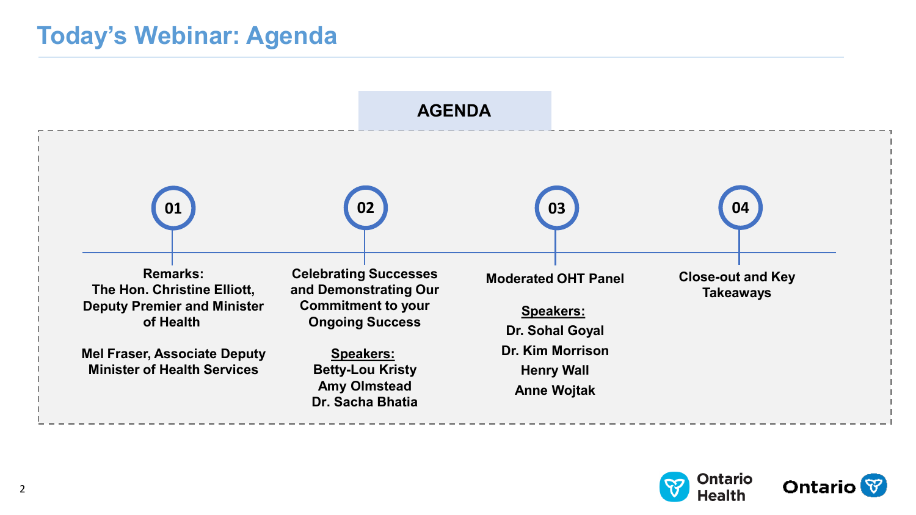# Today's Webinar: Agenda

## AGENDA

**01**

**Remarks:**
**The Hon. Christine Elliott, Deputy Premier and Minister of Health**

**Mel Fraser, Associate Deputy Minister of Health Services**

**02**

**Celebrating Successes and Demonstrating Our Commitment to your Ongoing Success**

**Speakers:**
**Betty-Lou Kristy**
**Amy Olmstead**
**Dr. Sacha Bhatia**

**03**

**Moderated OHT Panel**

**Speakers:**
**Dr. Sohal Goyal**
**Dr. Kim Morrison**
**Henry Wall**
**Anne Wojtak**

**04**

**Close-out and Key Takeaways**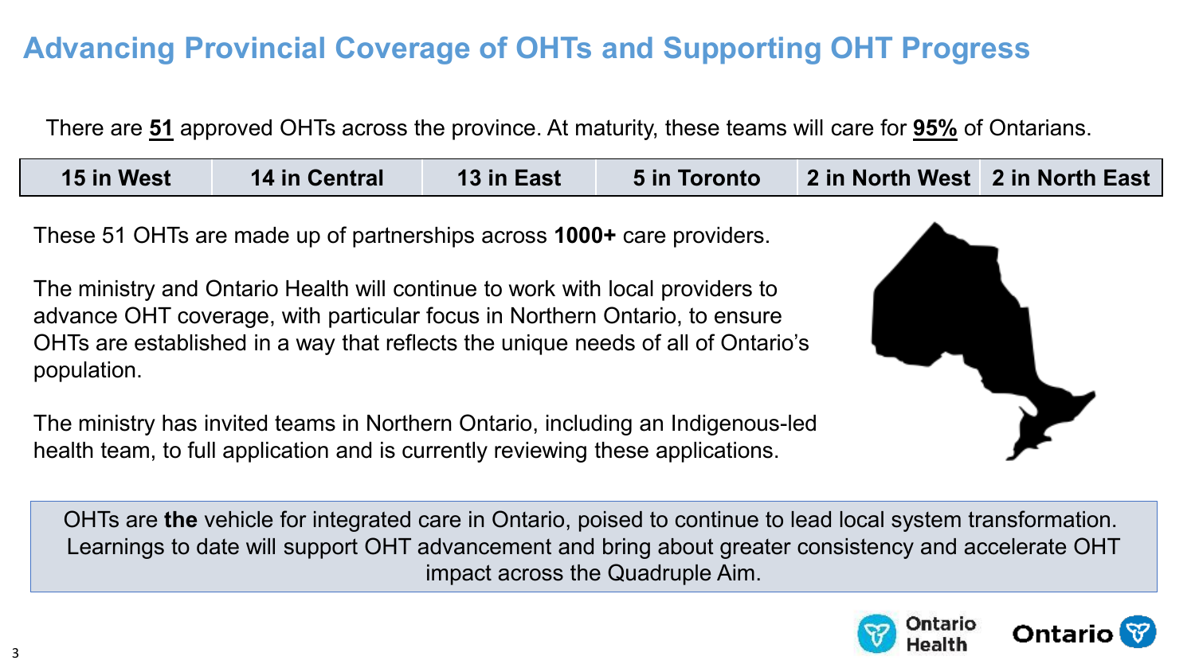# Advancing Provincial Coverage of OHTs and Supporting OHT Progress

There are **51** approved OHTs across the province. At maturity, these teams will care for **95%** of Ontarians.

| 15 in West | 14 in Central | 13 in East | 5 in Toronto | 2 in North West | 2 in North East |
| --- | --- | --- | --- | --- | --- |

These 51 OHTs are made up of partnerships across **1000+** care providers.

The ministry and Ontario Health will continue to work with local providers to advance OHT coverage, with particular focus in Northern Ontario, to ensure OHTs are established in a way that reflects the unique needs of all of Ontario's population.

The ministry has invited teams in Northern Ontario, including an Indigenous-led health team, to full application and is currently reviewing these applications.

OHTs are **the** vehicle for integrated care in Ontario, poised to continue to lead local system transformation. Learnings to date will support OHT advancement and bring about greater consistency and accelerate OHT impact across the Quadruple Aim.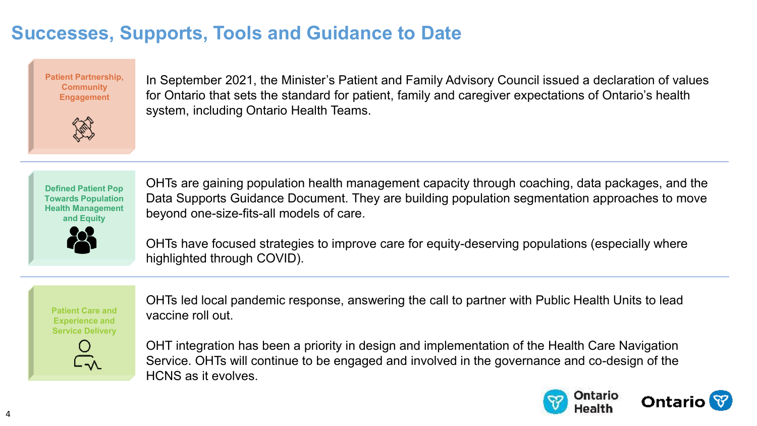# Successes, Supports, Tools and Guidance to Date

**Patient Partnership, Community Engagement**

In September 2021, the Minister's Patient and Family Advisory Council issued a declaration of values for Ontario that sets the standard for patient, family and caregiver expectations of Ontario's health system, including Ontario Health Teams.

---

**Defined Patient Pop Towards Population Health Management and Equity**

OHTs are gaining population health management capacity through coaching, data packages, and the Data Supports Guidance Document. They are building population segmentation approaches to move beyond one-size-fits-all models of care.

OHTs have focused strategies to improve care for equity-deserving populations (especially where highlighted through COVID).

---

**Patient Care and Experience and Service Delivery**

OHTs led local pandemic response, answering the call to partner with Public Health Units to lead vaccine roll out.

OHT integration has been a priority in design and implementation of the Health Care Navigation Service. OHTs will continue to be engaged and involved in the governance and co-design of the HCNS as it evolves.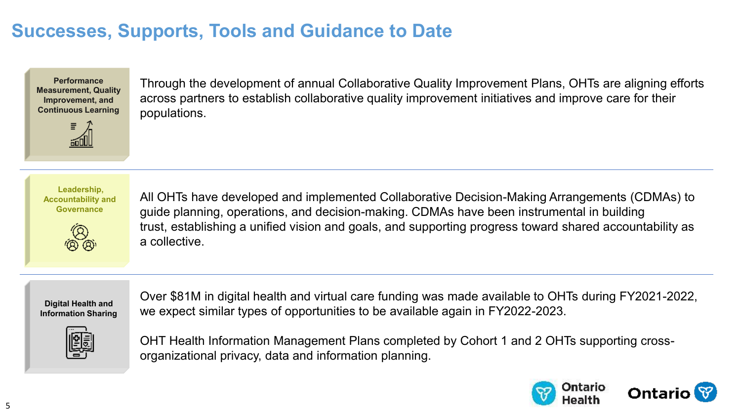# Successes, Supports, Tools and Guidance to Date

**Performance Measurement, Quality Improvement, and Continuous Learning**

Through the development of annual Collaborative Quality Improvement Plans, OHTs are aligning efforts across partners to establish collaborative quality improvement initiatives and improve care for their populations.

---

**Leadership, Accountability and Governance**

All OHTs have developed and implemented Collaborative Decision-Making Arrangements (CDMAs) to guide planning, operations, and decision-making. CDMAs have been instrumental in building trust, establishing a unified vision and goals, and supporting progress toward shared accountability as a collective.

---

**Digital Health and Information Sharing**

Over $81M in digital health and virtual care funding was made available to OHTs during FY2021-2022, we expect similar types of opportunities to be available again in FY2022-2023.

OHT Health Information Management Plans completed by Cohort 1 and 2 OHTs supporting cross-organizational privacy, data and information planning.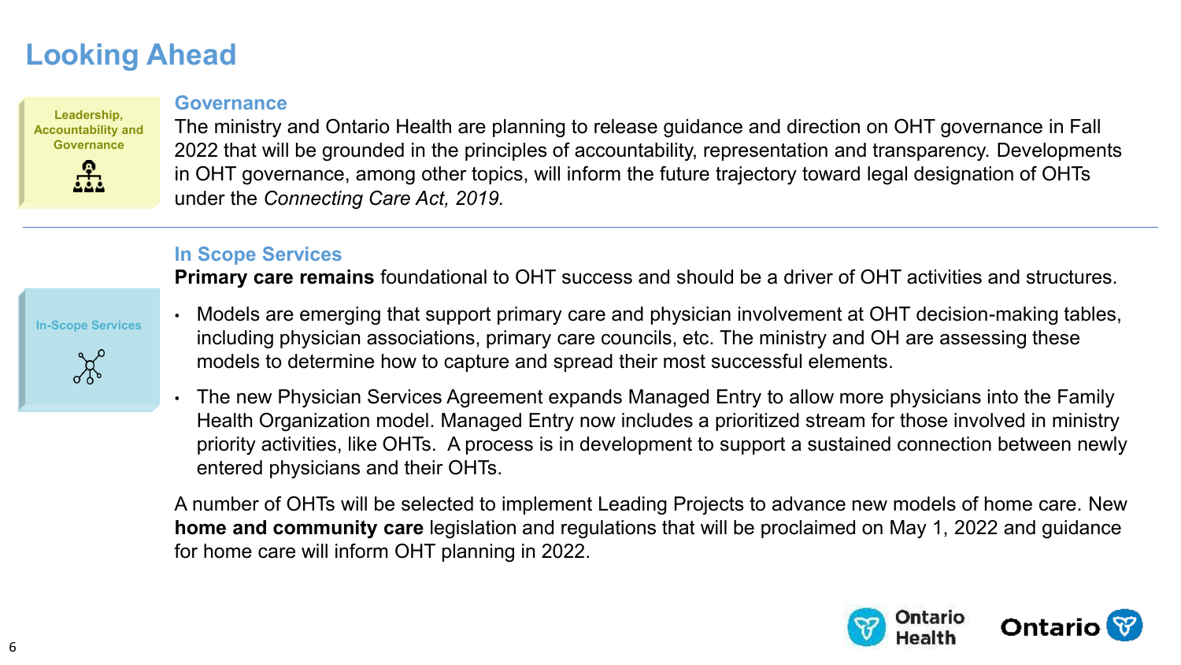# Looking Ahead

Leadership, Accountability and Governance

## Governance

The ministry and Ontario Health are planning to release guidance and direction on OHT governance in Fall 2022 that will be grounded in the principles of accountability, representation and transparency. Developments in OHT governance, among other topics, will inform the future trajectory toward legal designation of OHTs under the *Connecting Care Act, 2019*.

---

In-Scope Services

## In Scope Services

**Primary care remains** foundational to OHT success and should be a driver of OHT activities and structures.

- Models are emerging that support primary care and physician involvement at OHT decision-making tables, including physician associations, primary care councils, etc. The ministry and OH are assessing these models to determine how to capture and spread their most successful elements.
- The new Physician Services Agreement expands Managed Entry to allow more physicians into the Family Health Organization model. Managed Entry now includes a prioritized stream for those involved in ministry priority activities, like OHTs. A process is in development to support a sustained connection between newly entered physicians and their OHTs.

A number of OHTs will be selected to implement Leading Projects to advance new models of home care. New **home and community care** legislation and regulations that will be proclaimed on May 1, 2022 and guidance for home care will inform OHT planning in 2022.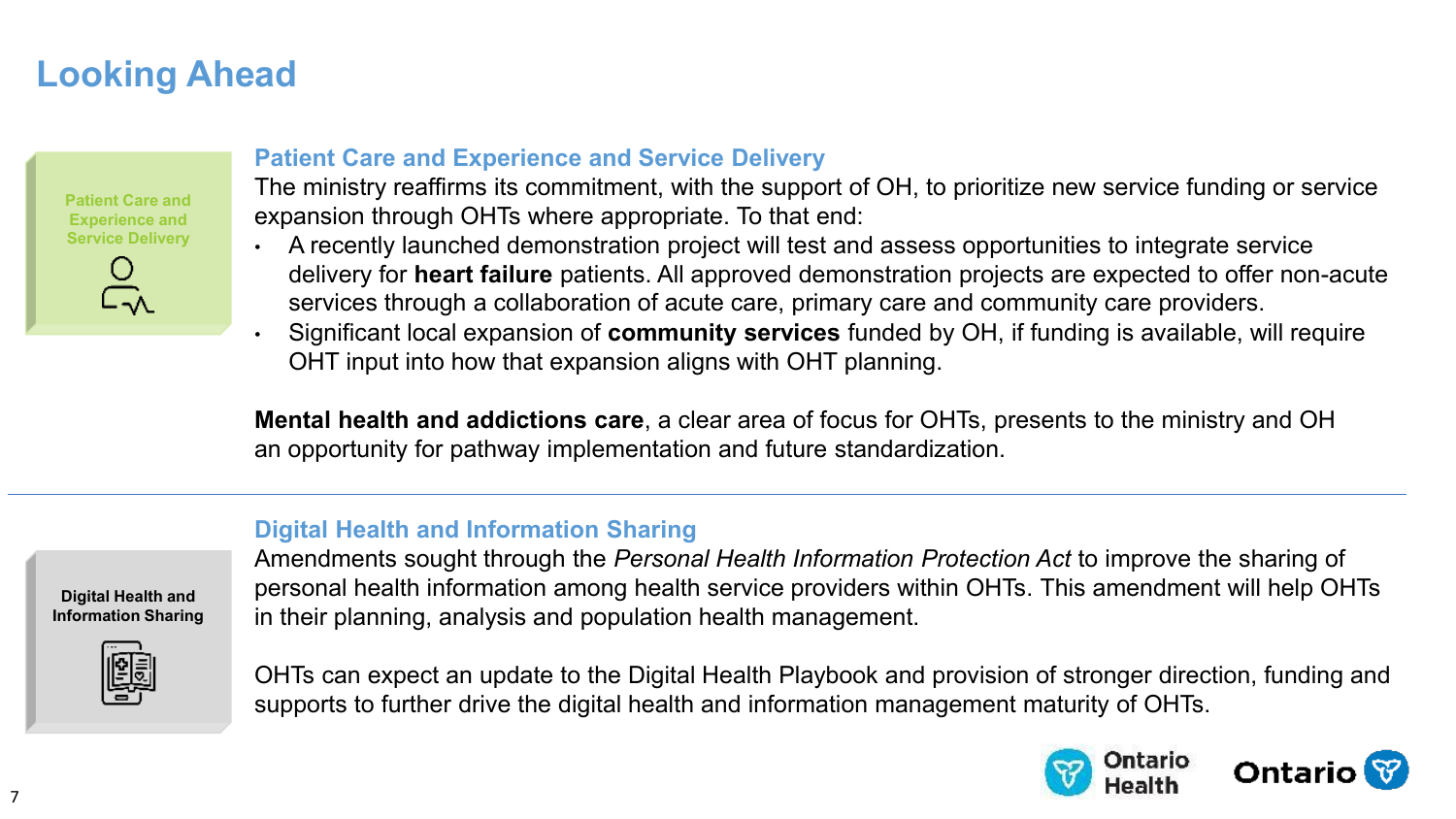# Looking Ahead

Patient Care and Experience and Service Delivery

## Patient Care and Experience and Service Delivery

The ministry reaffirms its commitment, with the support of OH, to prioritize new service funding or service expansion through OHTs where appropriate. To that end:

- A recently launched demonstration project will test and assess opportunities to integrate service delivery for **heart failure** patients. All approved demonstration projects are expected to offer non-acute services through a collaboration of acute care, primary care and community care providers.
- Significant local expansion of **community services** funded by OH, if funding is available, will require OHT input into how that expansion aligns with OHT planning.

**Mental health and addictions care**, a clear area of focus for OHTs, presents to the ministry and OH an opportunity for pathway implementation and future standardization.

---

Digital Health and Information Sharing

## Digital Health and Information Sharing

Amendments sought through the *Personal Health Information Protection Act* to improve the sharing of personal health information among health service providers within OHTs. This amendment will help OHTs in their planning, analysis and population health management.

OHTs can expect an update to the Digital Health Playbook and provision of stronger direction, funding and supports to further drive the digital health and information management maturity of OHTs.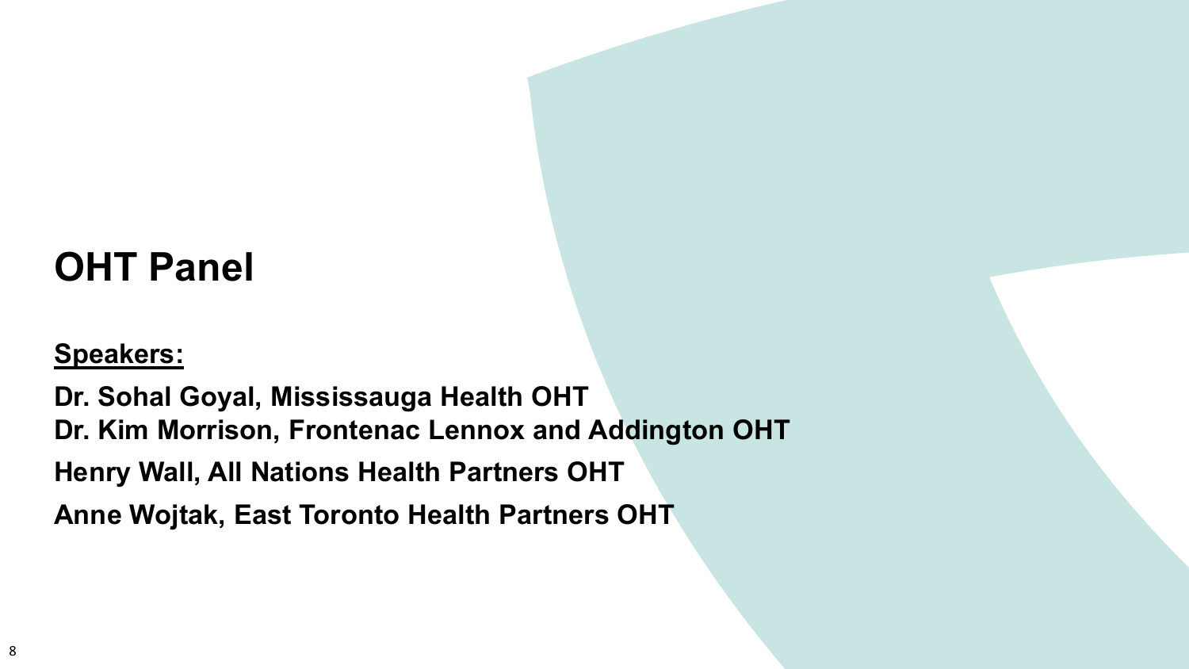# OHT Panel

**Speakers:**

**Dr. Sohal Goyal, Mississauga Health OHT**
**Dr. Kim Morrison, Frontenac Lennox and Addington OHT**
**Henry Wall, All Nations Health Partners OHT**
**Anne Wojtak, East Toronto Health Partners OHT**